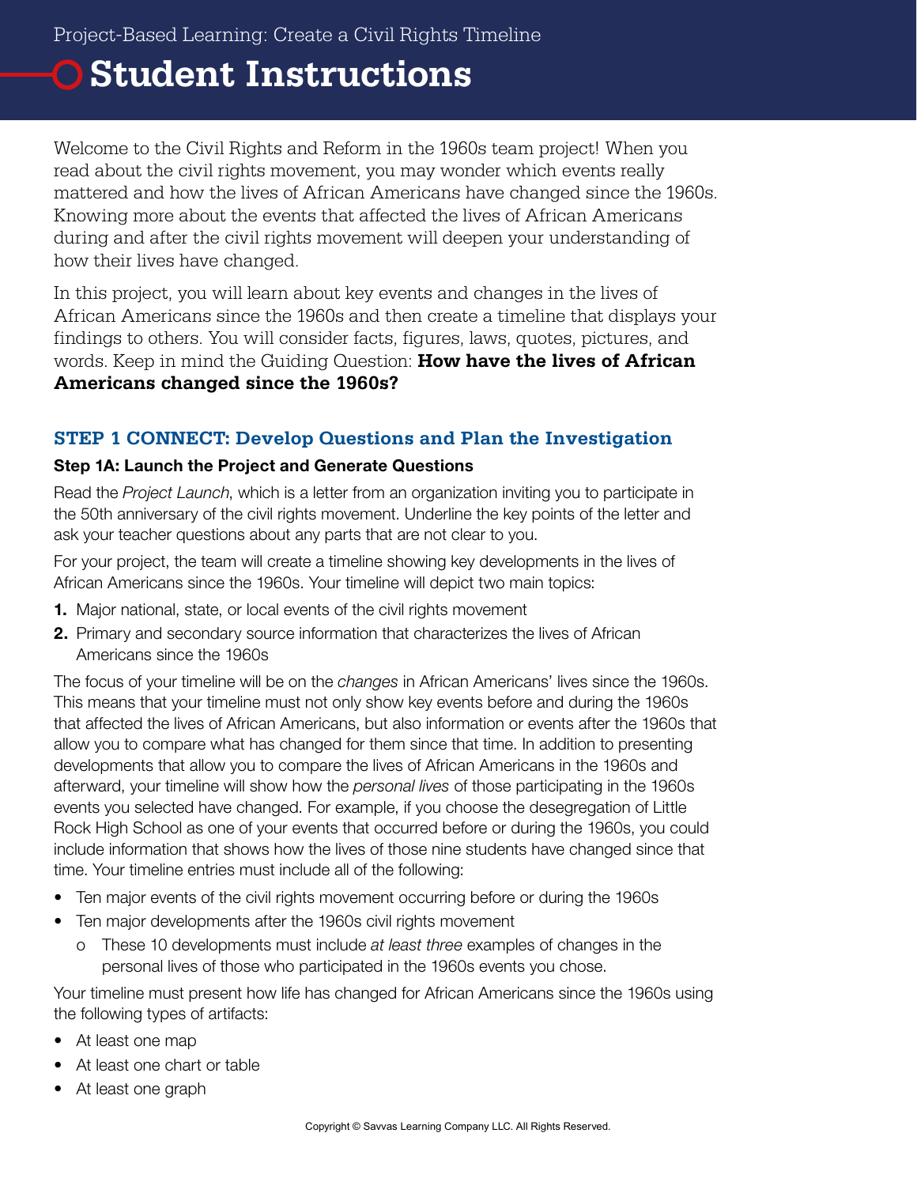Project-Based Learning: Create a Civil Rights Timeline

# Student Instructions

Welcome to the Civil Rights and Reform in the 1960s team project! When you read about the civil rights movement, you may wonder which events really mattered and how the lives of African Americans have changed since the 1960s. Knowing more about the events that affected the lives of African Americans during and after the civil rights movement will deepen your understanding of how their lives have changed.

In this project, you will learn about key events and changes in the lives of African Americans since the 1960s and then create a timeline that displays your findings to others. You will consider facts, figures, laws, quotes, pictures, and words. Keep in mind the Guiding Question: **How have the lives of African Americans changed since the 1960s?**

## STEP 1 CONNECT: Develop Questions and Plan the Investigation

### Step 1A: Launch the Project and Generate Questions

Read the *Project Launch*, which is a letter from an organization inviting you to participate in the 50th anniversary of the civil rights movement. Underline the key points of the letter and ask your teacher questions about any parts that are not clear to you.

For your project, the team will create a timeline showing key developments in the lives of African Americans since the 1960s. Your timeline will depict two main topics:

1. Major national, state, or local events of the civil rights movement
2. Primary and secondary source information that characterizes the lives of African Americans since the 1960s

The focus of your timeline will be on the *changes* in African Americans' lives since the 1960s. This means that your timeline must not only show key events before and during the 1960s that affected the lives of African Americans, but also information or events after the 1960s that allow you to compare what has changed for them since that time. In addition to presenting developments that allow you to compare the lives of African Americans in the 1960s and afterward, your timeline will show how the *personal lives* of those participating in the 1960s events you selected have changed. For example, if you choose the desegregation of Little Rock High School as one of your events that occurred before or during the 1960s, you could include information that shows how the lives of those nine students have changed since that time. Your timeline entries must include all of the following:

- Ten major events of the civil rights movement occurring before or during the 1960s
- Ten major developments after the 1960s civil rights movement
  - These 10 developments must include *at least three* examples of changes in the personal lives of those who participated in the 1960s events you chose.

Your timeline must present how life has changed for African Americans since the 1960s using the following types of artifacts:

- At least one map
- At least one chart or table
- At least one graph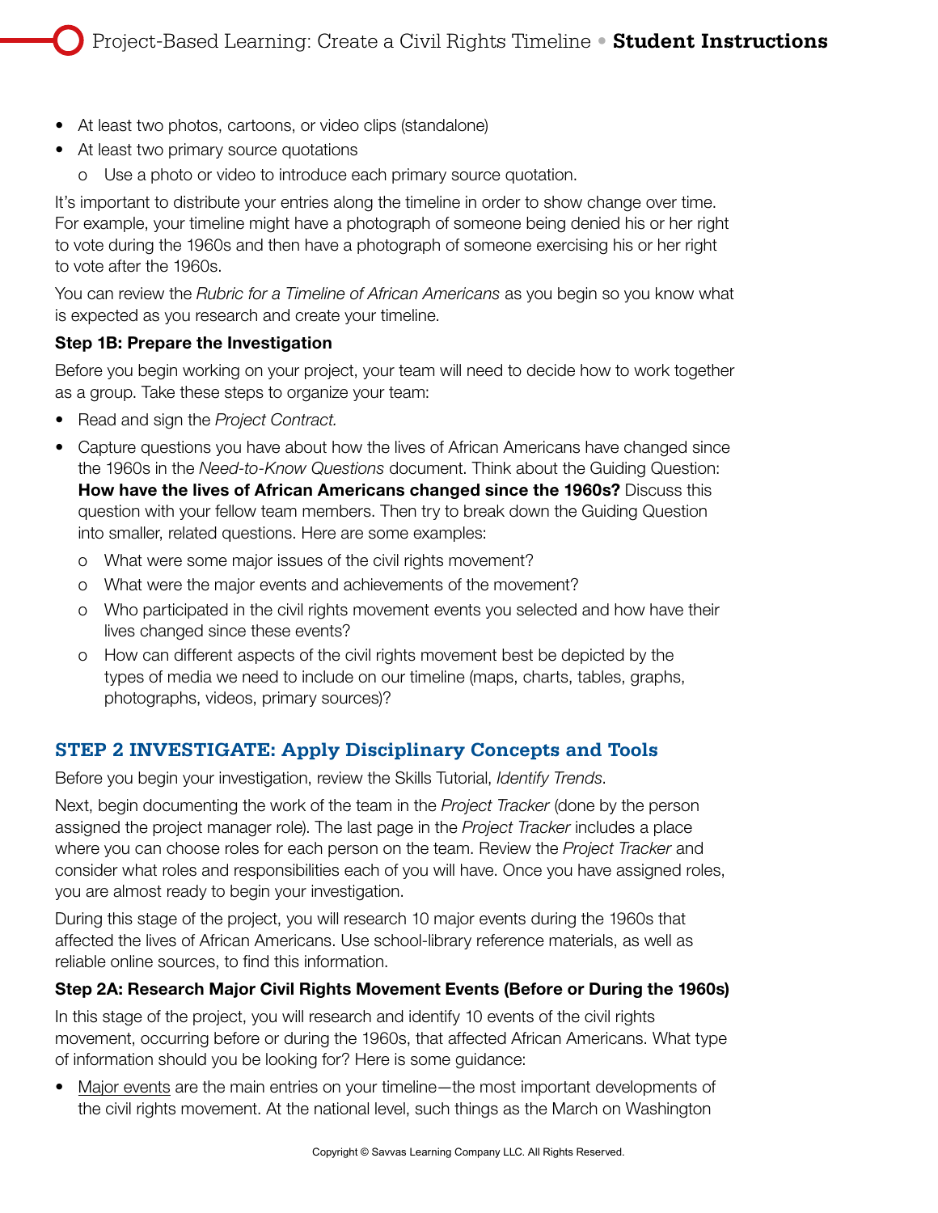- At least two photos, cartoons, or video clips (standalone)
- At least two primary source quotations
  - Use a photo or video to introduce each primary source quotation.

It's important to distribute your entries along the timeline in order to show change over time. For example, your timeline might have a photograph of someone being denied his or her right to vote during the 1960s and then have a photograph of someone exercising his or her right to vote after the 1960s.

You can review the *Rubric for a Timeline of African Americans* as you begin so you know what is expected as you research and create your timeline.

**Step 1B: Prepare the Investigation**

Before you begin working on your project, your team will need to decide how to work together as a group. Take these steps to organize your team:

- Read and sign the *Project Contract.*
- Capture questions you have about how the lives of African Americans have changed since the 1960s in the *Need-to-Know Questions* document. Think about the Guiding Question: **How have the lives of African Americans changed since the 1960s?** Discuss this question with your fellow team members. Then try to break down the Guiding Question into smaller, related questions. Here are some examples:
  - What were some major issues of the civil rights movement?
  - What were the major events and achievements of the movement?
  - Who participated in the civil rights movement events you selected and how have their lives changed since these events?
  - How can different aspects of the civil rights movement best be depicted by the types of media we need to include on our timeline (maps, charts, tables, graphs, photographs, videos, primary sources)?

## STEP 2 INVESTIGATE: Apply Disciplinary Concepts and Tools

Before you begin your investigation, review the Skills Tutorial, *Identify Trends*.

Next, begin documenting the work of the team in the *Project Tracker* (done by the person assigned the project manager role). The last page in the *Project Tracker* includes a place where you can choose roles for each person on the team. Review the *Project Tracker* and consider what roles and responsibilities each of you will have. Once you have assigned roles, you are almost ready to begin your investigation.

During this stage of the project, you will research 10 major events during the 1960s that affected the lives of African Americans. Use school-library reference materials, as well as reliable online sources, to find this information.

**Step 2A: Research Major Civil Rights Movement Events (Before or During the 1960s)**

In this stage of the project, you will research and identify 10 events of the civil rights movement, occurring before or during the 1960s, that affected African Americans. What type of information should you be looking for? Here is some guidance:

- Major events are the main entries on your timeline—the most important developments of the civil rights movement. At the national level, such things as the March on Washington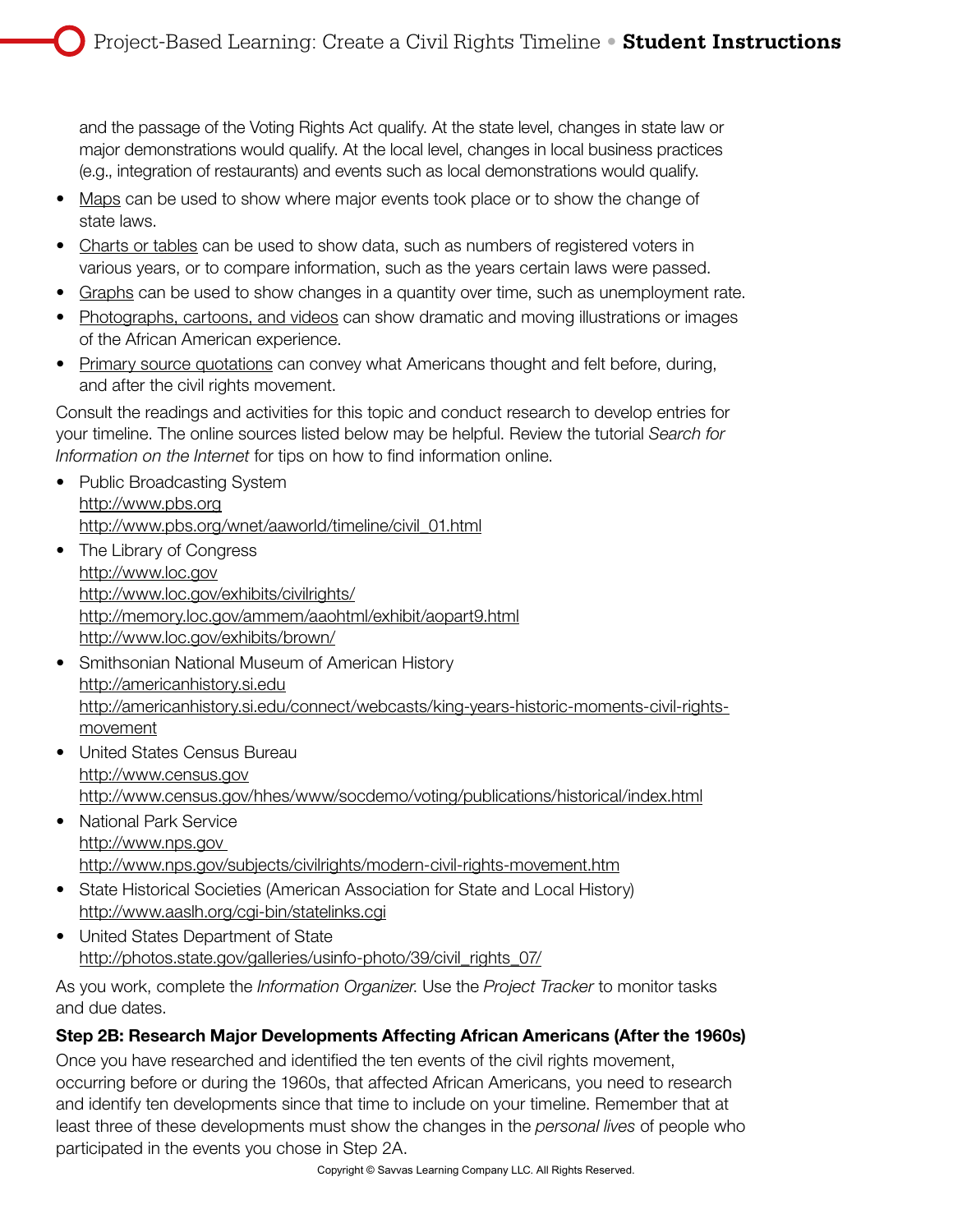and the passage of the Voting Rights Act qualify. At the state level, changes in state law or major demonstrations would qualify. At the local level, changes in local business practices (e.g., integration of restaurants) and events such as local demonstrations would qualify.

- Maps can be used to show where major events took place or to show the change of state laws.
- Charts or tables can be used to show data, such as numbers of registered voters in various years, or to compare information, such as the years certain laws were passed.
- Graphs can be used to show changes in a quantity over time, such as unemployment rate.
- Photographs, cartoons, and videos can show dramatic and moving illustrations or images of the African American experience.
- Primary source quotations can convey what Americans thought and felt before, during, and after the civil rights movement.

Consult the readings and activities for this topic and conduct research to develop entries for your timeline. The online sources listed below may be helpful. Review the tutorial *Search for Information on the Internet* for tips on how to find information online.

- Public Broadcasting System
  http://www.pbs.org
  http://www.pbs.org/wnet/aaworld/timeline/civil_01.html
- The Library of Congress
  http://www.loc.gov
  http://www.loc.gov/exhibits/civilrights/
  http://memory.loc.gov/ammem/aaohtml/exhibit/aopart9.html
  http://www.loc.gov/exhibits/brown/
- Smithsonian National Museum of American History
  http://americanhistory.si.edu
  http://americanhistory.si.edu/connect/webcasts/king-years-historic-moments-civil-rights-movement
- United States Census Bureau
  http://www.census.gov
  http://www.census.gov/hhes/www/socdemo/voting/publications/historical/index.html
- National Park Service
  http://www.nps.gov
  http://www.nps.gov/subjects/civilrights/modern-civil-rights-movement.htm
- State Historical Societies (American Association for State and Local History)
  http://www.aaslh.org/cgi-bin/statelinks.cgi
- United States Department of State
  http://photos.state.gov/galleries/usinfo-photo/39/civil_rights_07/

As you work, complete the *Information Organizer*. Use the *Project Tracker* to monitor tasks and due dates.

**Step 2B: Research Major Developments Affecting African Americans (After the 1960s)**

Once you have researched and identified the ten events of the civil rights movement, occurring before or during the 1960s, that affected African Americans, you need to research and identify ten developments since that time to include on your timeline. Remember that at least three of these developments must show the changes in the *personal lives* of people who participated in the events you chose in Step 2A.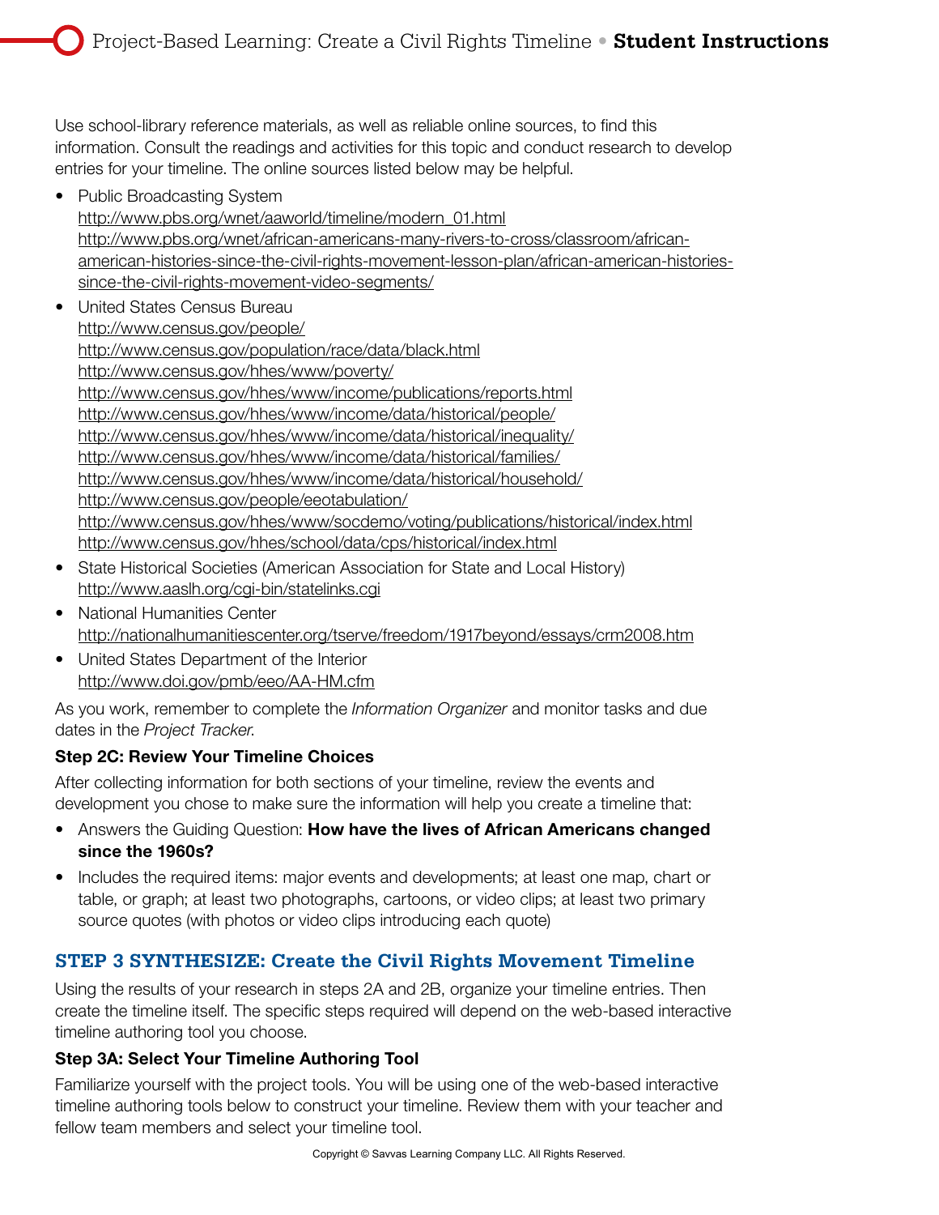Use school-library reference materials, as well as reliable online sources, to find this information. Consult the readings and activities for this topic and conduct research to develop entries for your timeline. The online sources listed below may be helpful.

- Public Broadcasting System
  http://www.pbs.org/wnet/aaworld/timeline/modern_01.html
  http://www.pbs.org/wnet/african-americans-many-rivers-to-cross/classroom/african-american-histories-since-the-civil-rights-movement-lesson-plan/african-american-histories-since-the-civil-rights-movement-video-segments/
- United States Census Bureau
  http://www.census.gov/people/
  http://www.census.gov/population/race/data/black.html
  http://www.census.gov/hhes/www/poverty/
  http://www.census.gov/hhes/www/income/publications/reports.html
  http://www.census.gov/hhes/www/income/data/historical/people/
  http://www.census.gov/hhes/www/income/data/historical/inequality/
  http://www.census.gov/hhes/www/income/data/historical/families/
  http://www.census.gov/hhes/www/income/data/historical/household/
  http://www.census.gov/people/eeotabulation/
  http://www.census.gov/hhes/www/socdemo/voting/publications/historical/index.html
  http://www.census.gov/hhes/school/data/cps/historical/index.html
- State Historical Societies (American Association for State and Local History)
  http://www.aaslh.org/cgi-bin/statelinks.cgi
- National Humanities Center
  http://nationalhumanitiescenter.org/tserve/freedom/1917beyond/essays/crm2008.htm
- United States Department of the Interior
  http://www.doi.gov/pmb/eeo/AA-HM.cfm

As you work, remember to complete the *Information Organizer* and monitor tasks and due dates in the *Project Tracker.*

**Step 2C: Review Your Timeline Choices**

After collecting information for both sections of your timeline, review the events and development you chose to make sure the information will help you create a timeline that:

- Answers the Guiding Question: **How have the lives of African Americans changed since the 1960s?**
- Includes the required items: major events and developments; at least one map, chart or table, or graph; at least two photographs, cartoons, or video clips; at least two primary source quotes (with photos or video clips introducing each quote)

## STEP 3 SYNTHESIZE: Create the Civil Rights Movement Timeline

Using the results of your research in steps 2A and 2B, organize your timeline entries. Then create the timeline itself. The specific steps required will depend on the web-based interactive timeline authoring tool you choose.

**Step 3A: Select Your Timeline Authoring Tool**

Familiarize yourself with the project tools. You will be using one of the web-based interactive timeline authoring tools below to construct your timeline. Review them with your teacher and fellow team members and select your timeline tool.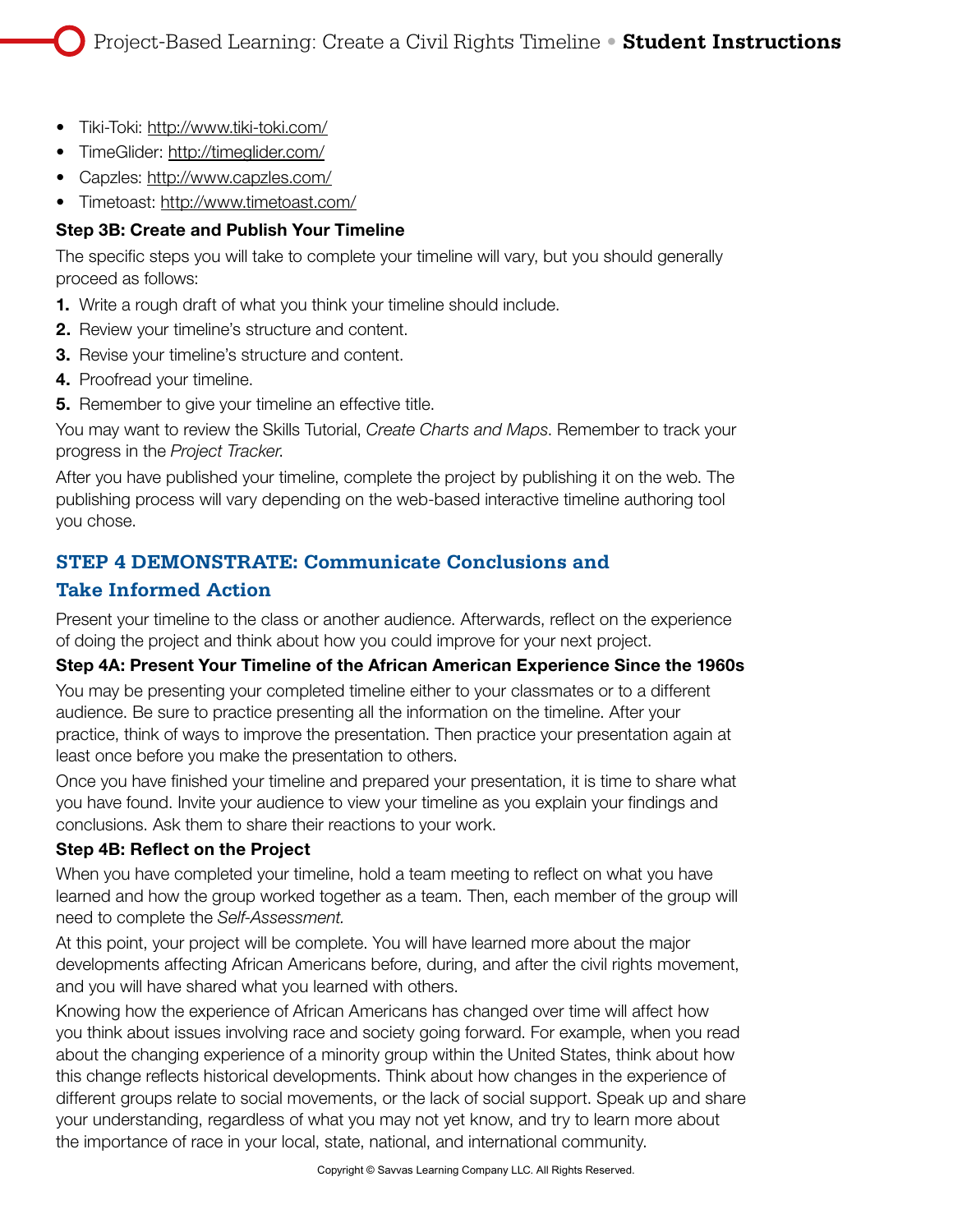- Tiki-Toki: http://www.tiki-toki.com/
- TimeGlider: http://timeglider.com/
- Capzles: http://www.capzles.com/
- Timetoast: http://www.timetoast.com/

**Step 3B: Create and Publish Your Timeline**

The specific steps you will take to complete your timeline will vary, but you should generally proceed as follows:

1. Write a rough draft of what you think your timeline should include.
2. Review your timeline's structure and content.
3. Revise your timeline's structure and content.
4. Proofread your timeline.
5. Remember to give your timeline an effective title.

You may want to review the Skills Tutorial, *Create Charts and Maps*. Remember to track your progress in the *Project Tracker*.

After you have published your timeline, complete the project by publishing it on the web. The publishing process will vary depending on the web-based interactive timeline authoring tool you chose.

## STEP 4 DEMONSTRATE: Communicate Conclusions and Take Informed Action

Present your timeline to the class or another audience. Afterwards, reflect on the experience of doing the project and think about how you could improve for your next project.

**Step 4A: Present Your Timeline of the African American Experience Since the 1960s**

You may be presenting your completed timeline either to your classmates or to a different audience. Be sure to practice presenting all the information on the timeline. After your practice, think of ways to improve the presentation. Then practice your presentation again at least once before you make the presentation to others.

Once you have finished your timeline and prepared your presentation, it is time to share what you have found. Invite your audience to view your timeline as you explain your findings and conclusions. Ask them to share their reactions to your work.

**Step 4B: Reflect on the Project**

When you have completed your timeline, hold a team meeting to reflect on what you have learned and how the group worked together as a team. Then, each member of the group will need to complete the *Self-Assessment.*

At this point, your project will be complete. You will have learned more about the major developments affecting African Americans before, during, and after the civil rights movement, and you will have shared what you learned with others.

Knowing how the experience of African Americans has changed over time will affect how you think about issues involving race and society going forward. For example, when you read about the changing experience of a minority group within the United States, think about how this change reflects historical developments. Think about how changes in the experience of different groups relate to social movements, or the lack of social support. Speak up and share your understanding, regardless of what you may not yet know, and try to learn more about the importance of race in your local, state, national, and international community.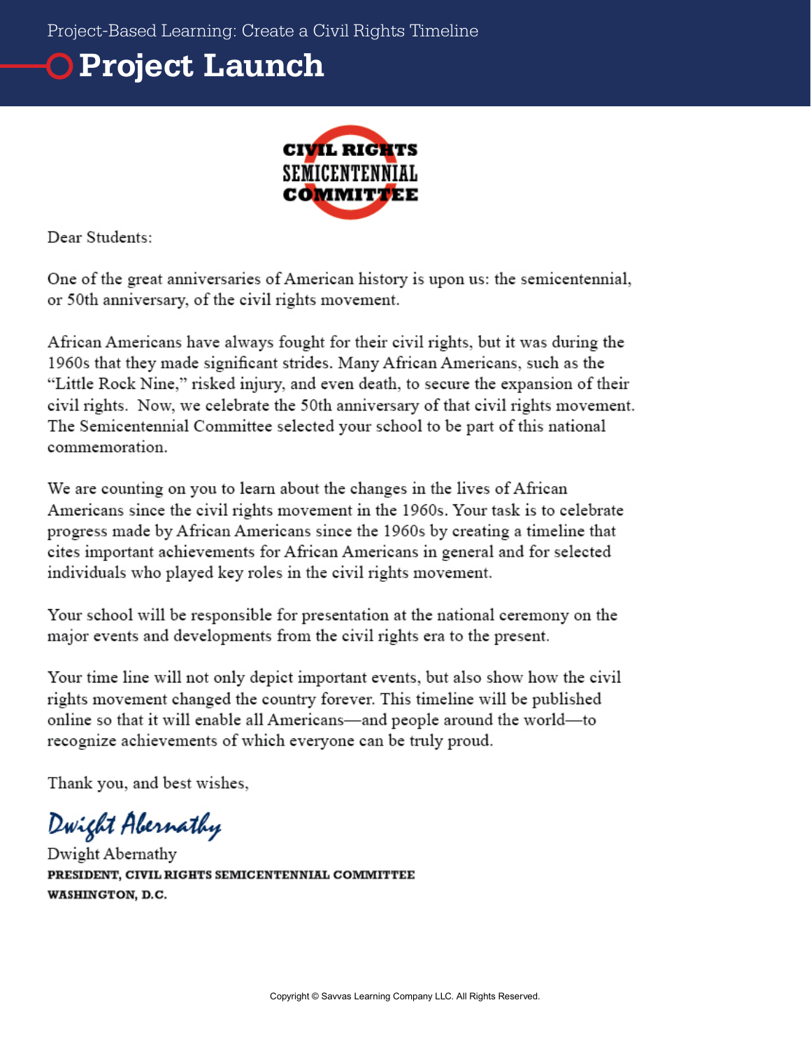Project-Based Learning: Create a Civil Rights Timeline

# Project Launch

**CIVIL RIGHTS SEMICENTENNIAL COMMITTEE**

Dear Students:

One of the great anniversaries of American history is upon us: the semicentennial, or 50th anniversary, of the civil rights movement.

African Americans have always fought for their civil rights, but it was during the 1960s that they made significant strides. Many African Americans, such as the "Little Rock Nine," risked injury, and even death, to secure the expansion of their civil rights. Now, we celebrate the 50th anniversary of that civil rights movement. The Semicentennial Committee selected your school to be part of this national commemoration.

We are counting on you to learn about the changes in the lives of African Americans since the civil rights movement in the 1960s. Your task is to celebrate progress made by African Americans since the 1960s by creating a timeline that cites important achievements for African Americans in general and for selected individuals who played key roles in the civil rights movement.

Your school will be responsible for presentation at the national ceremony on the major events and developments from the civil rights era to the present.

Your time line will not only depict important events, but also show how the civil rights movement changed the country forever. This timeline will be published online so that it will enable all Americans—and people around the world—to recognize achievements of which everyone can be truly proud.

Thank you, and best wishes,

*Dwight Abernathy*

Dwight Abernathy
**PRESIDENT, CIVIL RIGHTS SEMICENTENNIAL COMMITTEE**
**WASHINGTON, D.C.**

Copyright © Savvas Learning Company LLC. All Rights Reserved.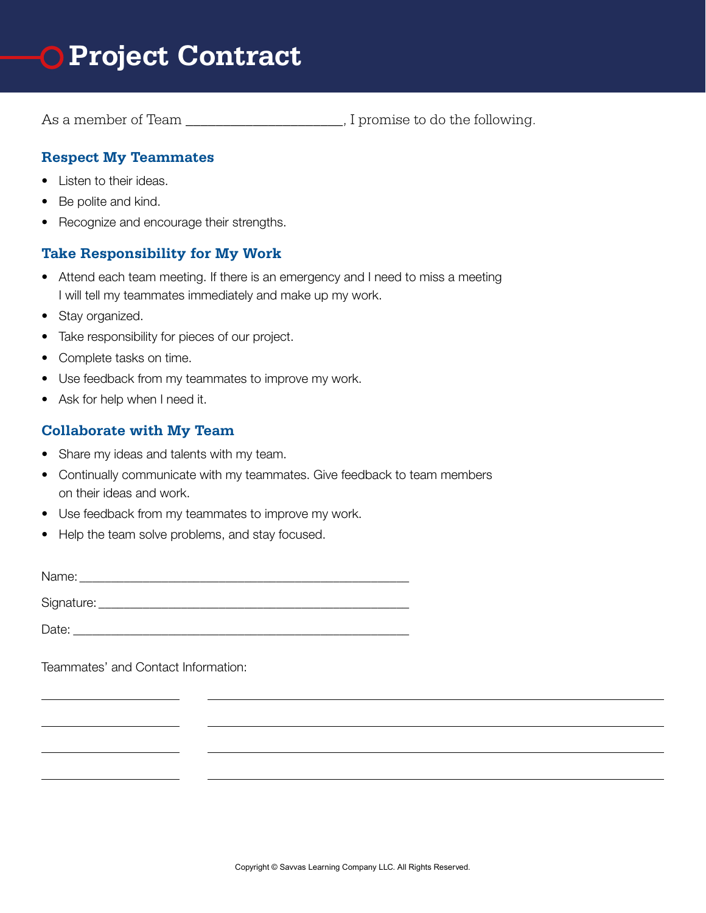# Project Contract

As a member of Team ______________________, I promise to do the following.

## Respect My Teammates

- Listen to their ideas.
- Be polite and kind.
- Recognize and encourage their strengths.

## Take Responsibility for My Work

- Attend each team meeting. If there is an emergency and I need to miss a meeting I will tell my teammates immediately and make up my work.
- Stay organized.
- Take responsibility for pieces of our project.
- Complete tasks on time.
- Use feedback from my teammates to improve my work.
- Ask for help when I need it.

## Collaborate with My Team

- Share my ideas and talents with my team.
- Continually communicate with my teammates. Give feedback to team members on their ideas and work.
- Use feedback from my teammates to improve my work.
- Help the team solve problems, and stay focused.

Name: ______________________________________________

Signature: ___________________________________________

Date: _______________________________________________

Teammates' and Contact Information:

____________________ ____________________________________________________

____________________ ____________________________________________________

____________________ ____________________________________________________

____________________ ____________________________________________________

Copyright © Savvas Learning Company LLC. All Rights Reserved.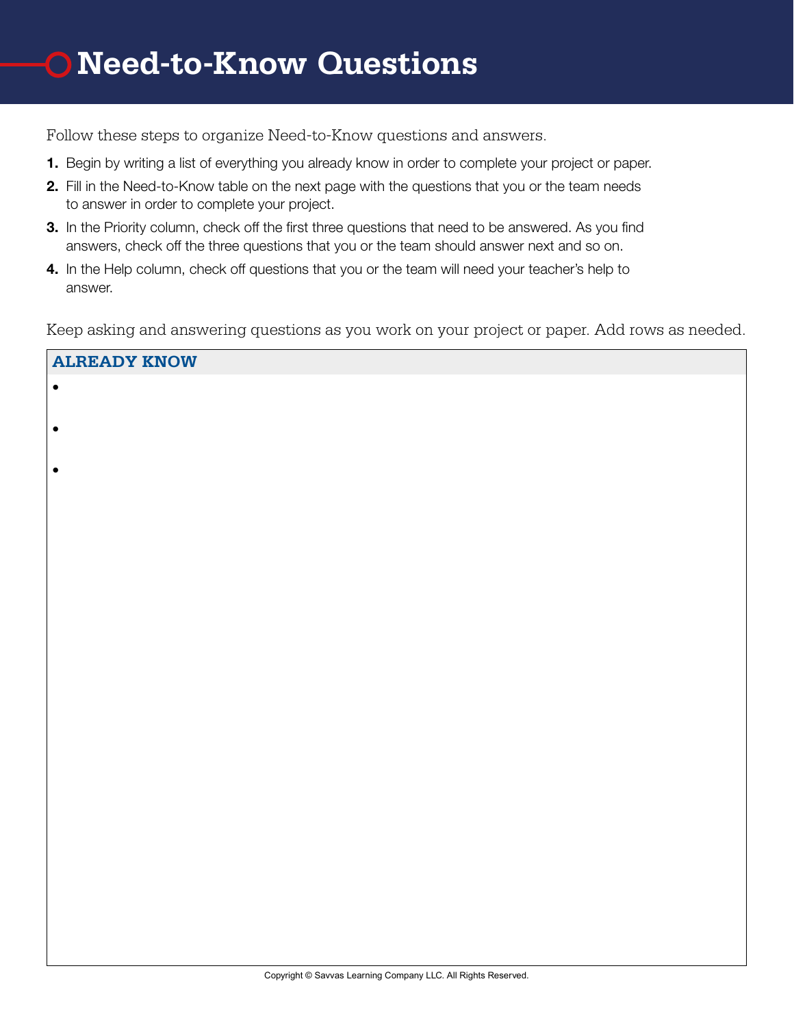# Need-to-Know Questions

Follow these steps to organize Need-to-Know questions and answers.

1. Begin by writing a list of everything you already know in order to complete your project or paper.
2. Fill in the Need-to-Know table on the next page with the questions that you or the team needs to answer in order to complete your project.
3. In the Priority column, check off the first three questions that need to be answered. As you find answers, check off the three questions that you or the team should answer next and so on.
4. In the Help column, check off questions that you or the team will need your teacher's help to answer.

Keep asking and answering questions as you work on your project or paper. Add rows as needed.

| ALREADY KNOW |
|---|
| • |
| • |
| • |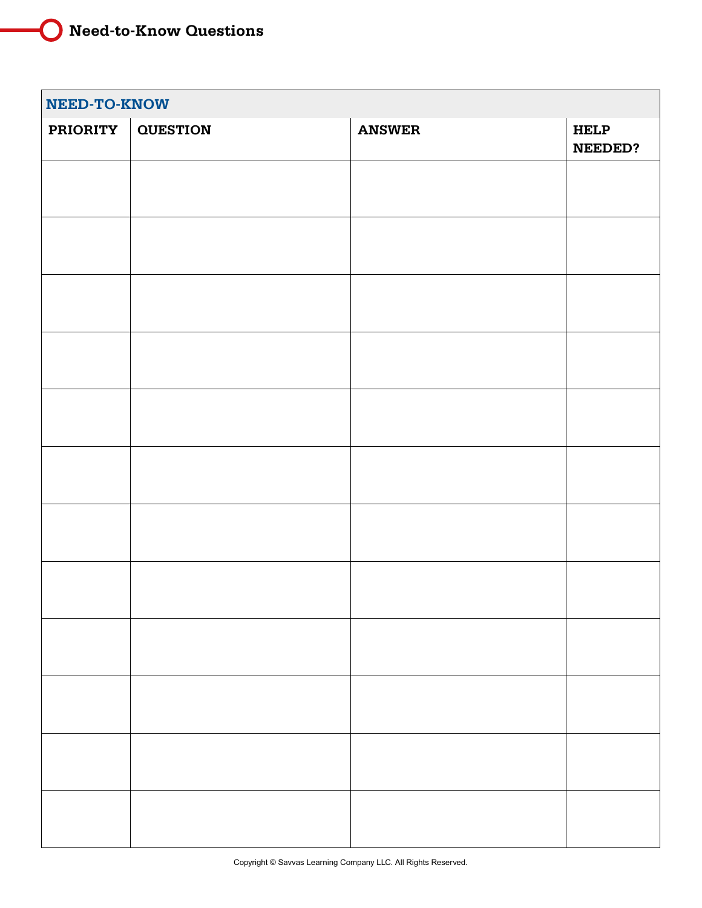# Need-to-Know Questions

| NEED-TO-KNOW | | | |
|---|---|---|---|
| **PRIORITY** | **QUESTION** | **ANSWER** | **HELP NEEDED?** |
| | | | |
| | | | |
| | | | |
| | | | |
| | | | |
| | | | |
| | | | |
| | | | |
| | | | |
| | | | |
| | | | |
| | | | |

Copyright © Savvas Learning Company LLC. All Rights Reserved.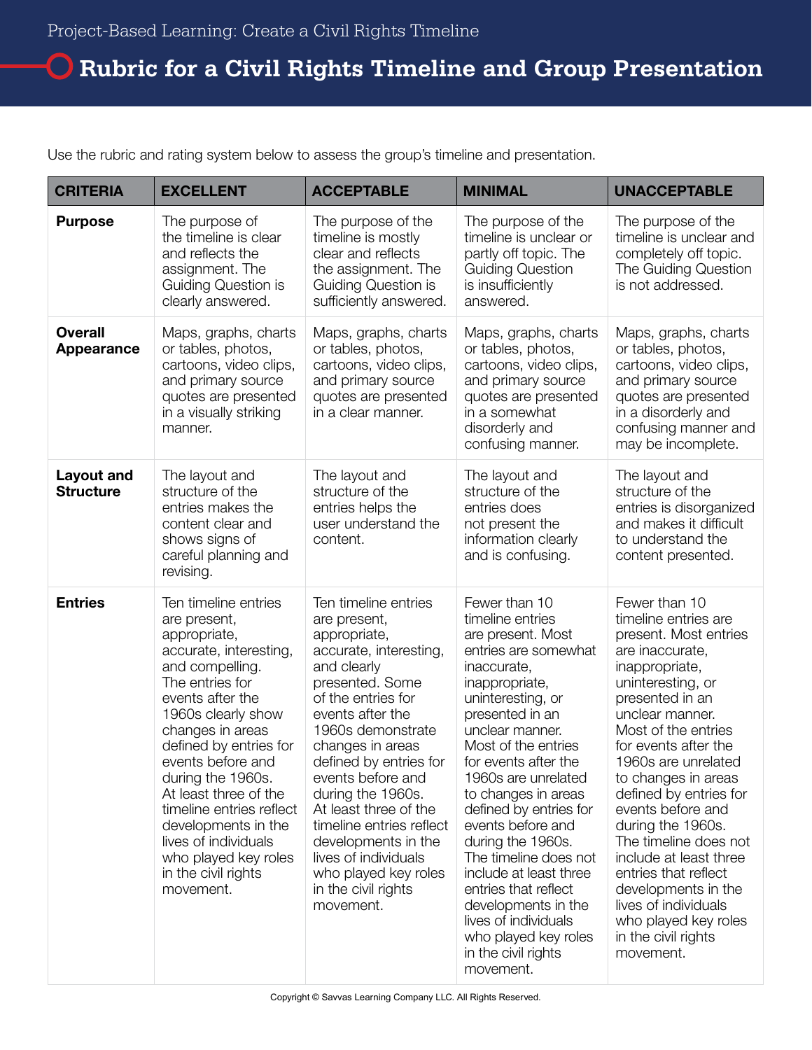Project-Based Learning: Create a Civil Rights Timeline

# Rubric for a Civil Rights Timeline and Group Presentation

Use the rubric and rating system below to assess the group's timeline and presentation.

| CRITERIA | EXCELLENT | ACCEPTABLE | MINIMAL | UNACCEPTABLE |
|---|---|---|---|---|
| **Purpose** | The purpose of the timeline is clear and reflects the assignment. The Guiding Question is clearly answered. | The purpose of the timeline is mostly clear and reflects the assignment. The Guiding Question is sufficiently answered. | The purpose of the timeline is unclear or partly off topic. The Guiding Question is insufficiently answered. | The purpose of the timeline is unclear and completely off topic. The Guiding Question is not addressed. |
| **Overall Appearance** | Maps, graphs, charts or tables, photos, cartoons, video clips, and primary source quotes are presented in a visually striking manner. | Maps, graphs, charts or tables, photos, cartoons, video clips, and primary source quotes are presented in a clear manner. | Maps, graphs, charts or tables, photos, cartoons, video clips, and primary source quotes are presented in a somewhat disorderly and confusing manner. | Maps, graphs, charts or tables, photos, cartoons, video clips, and primary source quotes are presented in a disorderly and confusing manner and may be incomplete. |
| **Layout and Structure** | The layout and structure of the entries makes the content clear and shows signs of careful planning and revising. | The layout and structure of the entries helps the user understand the content. | The layout and structure of the entries does not present the information clearly and is confusing. | The layout and structure of the entries is disorganized and makes it difficult to understand the content presented. |
| **Entries** | Ten timeline entries are present, appropriate, accurate, interesting, and compelling. The entries for events after the 1960s clearly show changes in areas defined by entries for events before and during the 1960s. At least three of the timeline entries reflect developments in the lives of individuals who played key roles in the civil rights movement. | Ten timeline entries are present, appropriate, accurate, interesting, and clearly presented. Some of the entries for events after the 1960s demonstrate changes in areas defined by entries for events before and during the 1960s. At least three of the timeline entries reflect developments in the lives of individuals who played key roles in the civil rights movement. | Fewer than 10 timeline entries are present. Most entries are somewhat inaccurate, inappropriate, uninteresting, or presented in an unclear manner. Most of the entries for events after the 1960s are unrelated to changes in areas defined by entries for events before and during the 1960s. The timeline does not include at least three entries that reflect developments in the lives of individuals who played key roles in the civil rights movement. | Fewer than 10 timeline entries are present. Most entries are inaccurate, inappropriate, uninteresting, or presented in an unclear manner. Most of the entries for events after the 1960s are unrelated to changes in areas defined by entries for events before and during the 1960s. The timeline does not include at least three entries that reflect developments in the lives of individuals who played key roles in the civil rights movement. |

Copyright © Savvas Learning Company LLC. All Rights Reserved.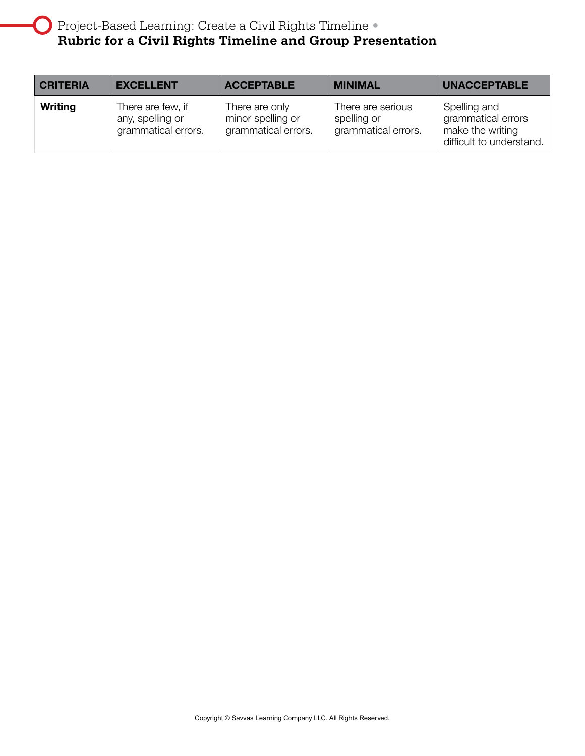| CRITERIA | EXCELLENT | ACCEPTABLE | MINIMAL | UNACCEPTABLE |
|---|---|---|---|---|
| **Writing** | There are few, if any, spelling or grammatical errors. | There are only minor spelling or grammatical errors. | There are serious spelling or grammatical errors. | Spelling and grammatical errors make the writing difficult to understand. |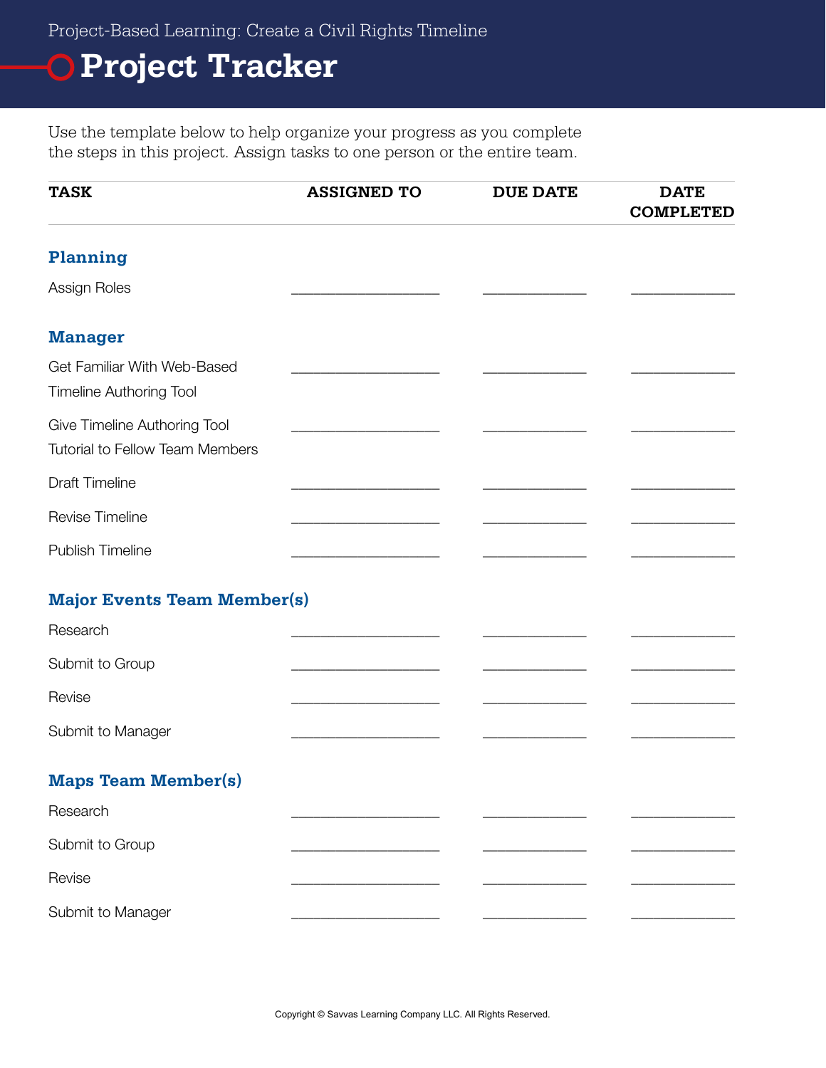Project-Based Learning: Create a Civil Rights Timeline

# Project Tracker

Use the template below to help organize your progress as you complete the steps in this project. Assign tasks to one person or the entire team.

| TASK | ASSIGNED TO | DUE DATE | DATE COMPLETED |
|---|---|---|---|
| **Planning** | | | |
| Assign Roles | ___________________ | _____________ | _____________ |
| **Manager** | | | |
| Get Familiar With Web-Based Timeline Authoring Tool | ___________________ | _____________ | _____________ |
| Give Timeline Authoring Tool Tutorial to Fellow Team Members | ___________________ | _____________ | _____________ |
| Draft Timeline | ___________________ | _____________ | _____________ |
| Revise Timeline | ___________________ | _____________ | _____________ |
| Publish Timeline | ___________________ | _____________ | _____________ |
| **Major Events Team Member(s)** | | | |
| Research | ___________________ | _____________ | _____________ |
| Submit to Group | ___________________ | _____________ | _____________ |
| Revise | ___________________ | _____________ | _____________ |
| Submit to Manager | ___________________ | _____________ | _____________ |
| **Maps Team Member(s)** | | | |
| Research | ___________________ | _____________ | _____________ |
| Submit to Group | ___________________ | _____________ | _____________ |
| Revise | ___________________ | _____________ | _____________ |
| Submit to Manager | ___________________ | _____________ | _____________ |

Copyright © Savvas Learning Company LLC. All Rights Reserved.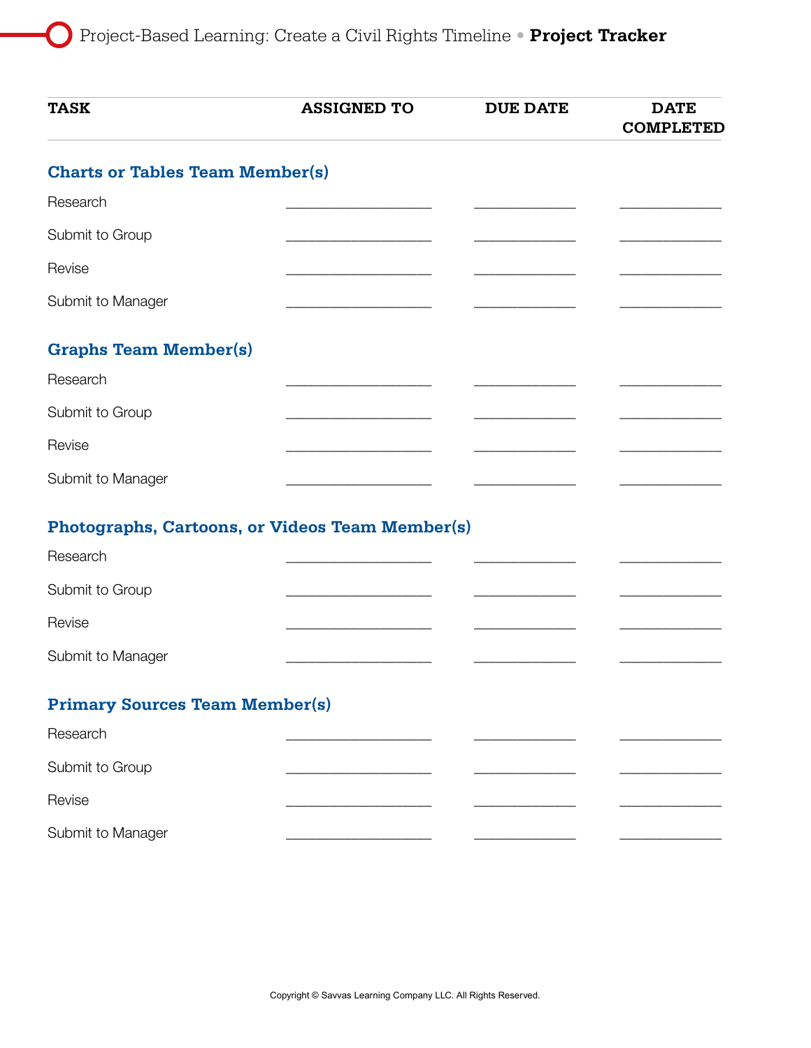# Project-Based Learning: Create a Civil Rights Timeline • **Project Tracker**

| TASK | ASSIGNED TO | DUE DATE | DATE COMPLETED |
| --- | --- | --- | --- |
| **Charts or Tables Team Member(s)** | | | |
| Research | ____________________ | ______________ | ______________ |
| Submit to Group | ____________________ | ______________ | ______________ |
| Revise | ____________________ | ______________ | ______________ |
| Submit to Manager | ____________________ | ______________ | ______________ |
| **Graphs Team Member(s)** | | | |
| Research | ____________________ | ______________ | ______________ |
| Submit to Group | ____________________ | ______________ | ______________ |
| Revise | ____________________ | ______________ | ______________ |
| Submit to Manager | ____________________ | ______________ | ______________ |
| **Photographs, Cartoons, or Videos Team Member(s)** | | | |
| Research | ____________________ | ______________ | ______________ |
| Submit to Group | ____________________ | ______________ | ______________ |
| Revise | ____________________ | ______________ | ______________ |
| Submit to Manager | ____________________ | ______________ | ______________ |
| **Primary Sources Team Member(s)** | | | |
| Research | ____________________ | ______________ | ______________ |
| Submit to Group | ____________________ | ______________ | ______________ |
| Revise | ____________________ | ______________ | ______________ |
| Submit to Manager | ____________________ | ______________ | ______________ |

Copyright © Savvas Learning Company LLC. All Rights Reserved.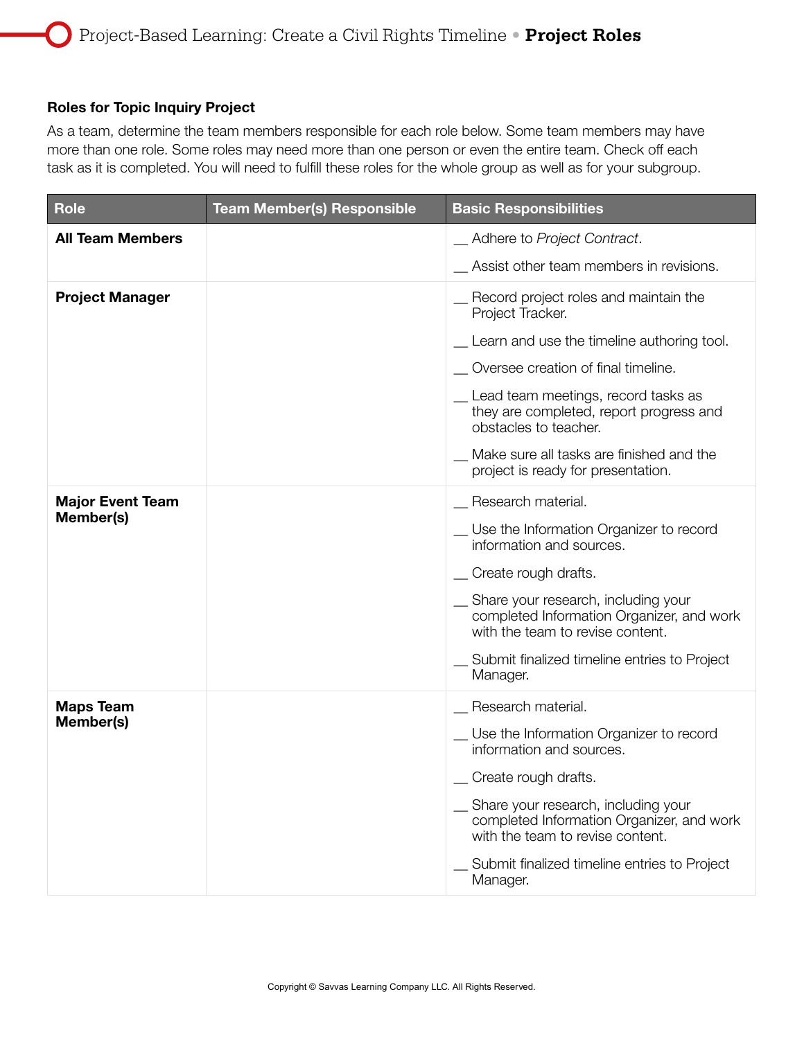### Roles for Topic Inquiry Project

As a team, determine the team members responsible for each role below. Some team members may have more than one role. Some roles may need more than one person or even the entire team. Check off each task as it is completed. You will need to fulfill these roles for the whole group as well as for your subgroup.

| Role | Team Member(s) Responsible | Basic Responsibilities |
|---|---|---|
| **All Team Members** | | __ Adhere to *Project Contract*.<br>__ Assist other team members in revisions. |
| **Project Manager** | | __ Record project roles and maintain the Project Tracker.<br>__ Learn and use the timeline authoring tool.<br>__ Oversee creation of final timeline.<br>__ Lead team meetings, record tasks as they are completed, report progress and obstacles to teacher.<br>__ Make sure all tasks are finished and the project is ready for presentation. |
| **Major Event Team Member(s)** | | __ Research material.<br>__ Use the Information Organizer to record information and sources.<br>__ Create rough drafts.<br>__ Share your research, including your completed Information Organizer, and work with the team to revise content.<br>__ Submit finalized timeline entries to Project Manager. |
| **Maps Team Member(s)** | | __ Research material.<br>__ Use the Information Organizer to record information and sources.<br>__ Create rough drafts.<br>__ Share your research, including your completed Information Organizer, and work with the team to revise content.<br>__ Submit finalized timeline entries to Project Manager. |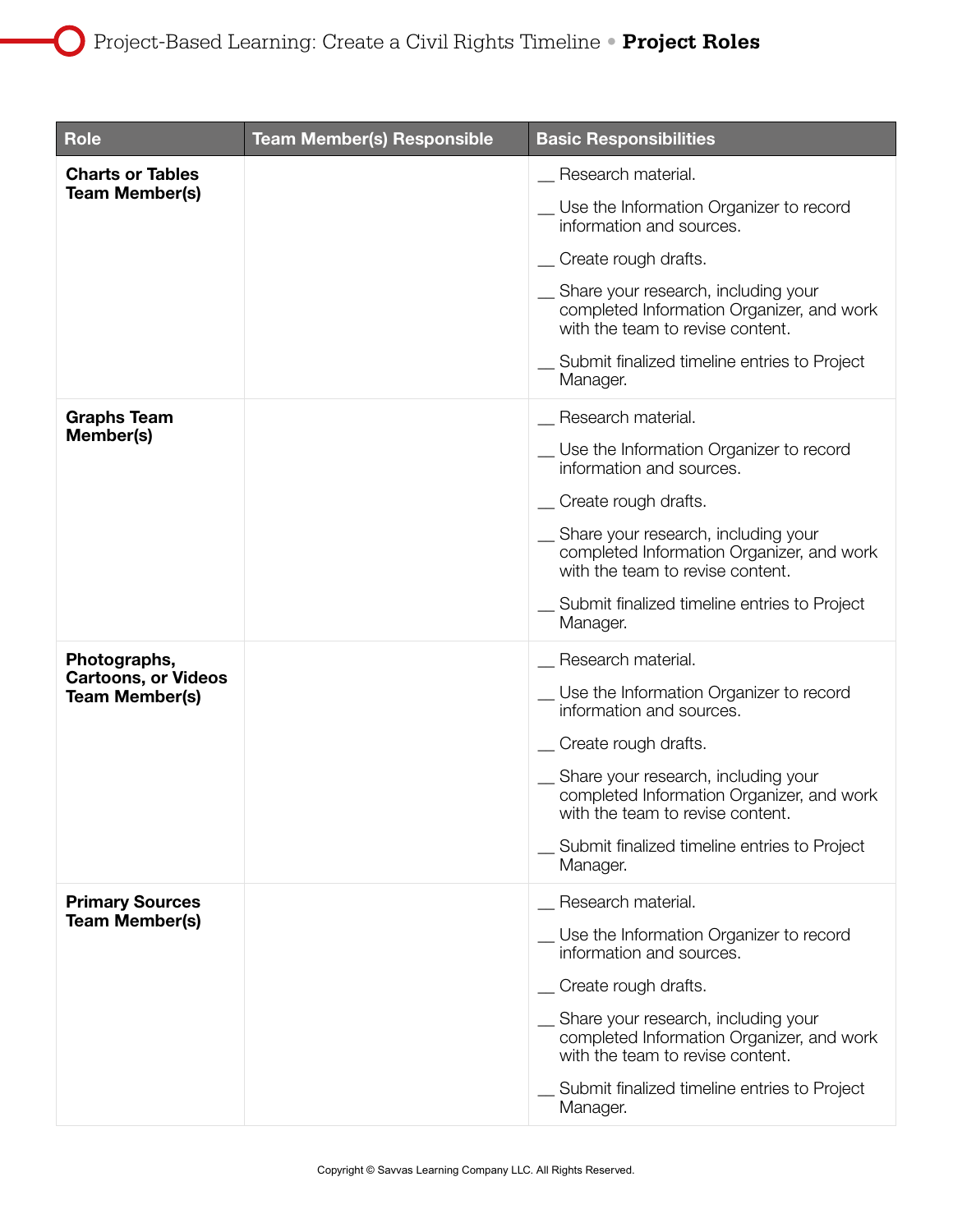## Project Roles

| Role | Team Member(s) Responsible | Basic Responsibilities |
| --- | --- | --- |
| **Charts or Tables Team Member(s)** | | __ Research material.<br>__ Use the Information Organizer to record information and sources.<br>__ Create rough drafts.<br>__ Share your research, including your completed Information Organizer, and work with the team to revise content.<br>__ Submit finalized timeline entries to Project Manager. |
| **Graphs Team Member(s)** | | __ Research material.<br>__ Use the Information Organizer to record information and sources.<br>__ Create rough drafts.<br>__ Share your research, including your completed Information Organizer, and work with the team to revise content.<br>__ Submit finalized timeline entries to Project Manager. |
| **Photographs, Cartoons, or Videos Team Member(s)** | | __ Research material.<br>__ Use the Information Organizer to record information and sources.<br>__ Create rough drafts.<br>__ Share your research, including your completed Information Organizer, and work with the team to revise content.<br>__ Submit finalized timeline entries to Project Manager. |
| **Primary Sources Team Member(s)** | | __ Research material.<br>__ Use the Information Organizer to record information and sources.<br>__ Create rough drafts.<br>__ Share your research, including your completed Information Organizer, and work with the team to revise content.<br>__ Submit finalized timeline entries to Project Manager. |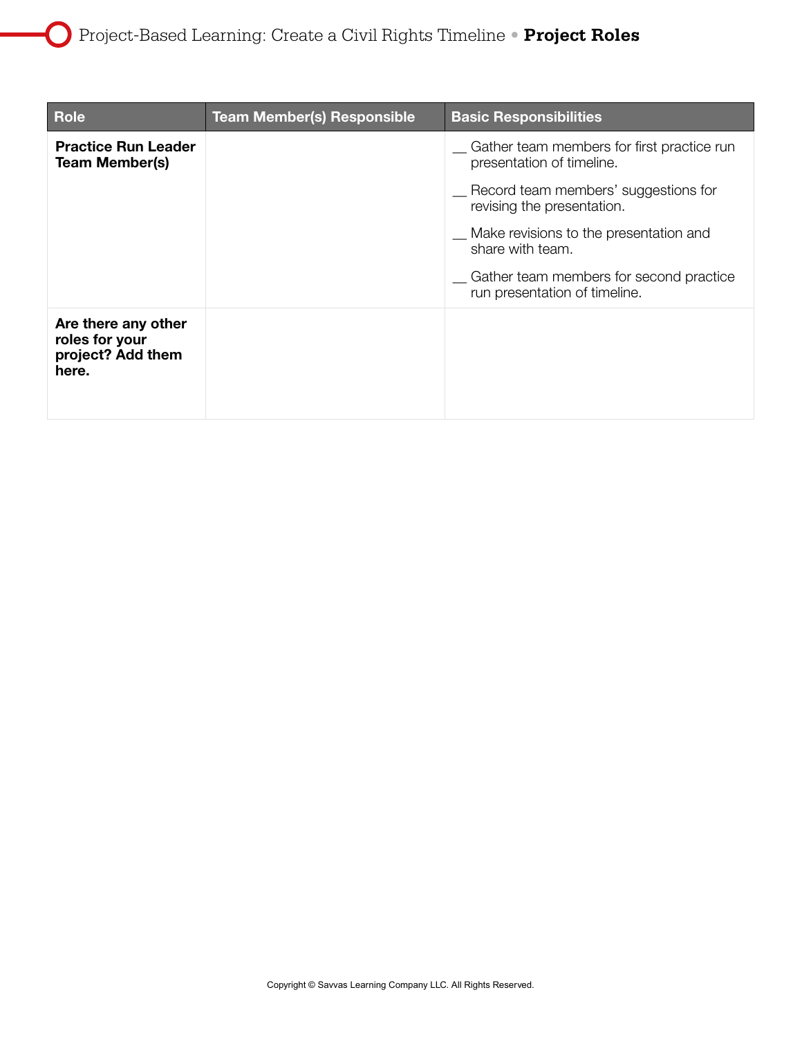| Role | Team Member(s) Responsible | Basic Responsibilities |
| --- | --- | --- |
| **Practice Run Leader Team Member(s)** | | __ Gather team members for first practice run presentation of timeline.<br><br>__ Record team members' suggestions for revising the presentation.<br><br>__ Make revisions to the presentation and share with team.<br><br>__ Gather team members for second practice run presentation of timeline. |
| **Are there any other roles for your project? Add them here.** | | |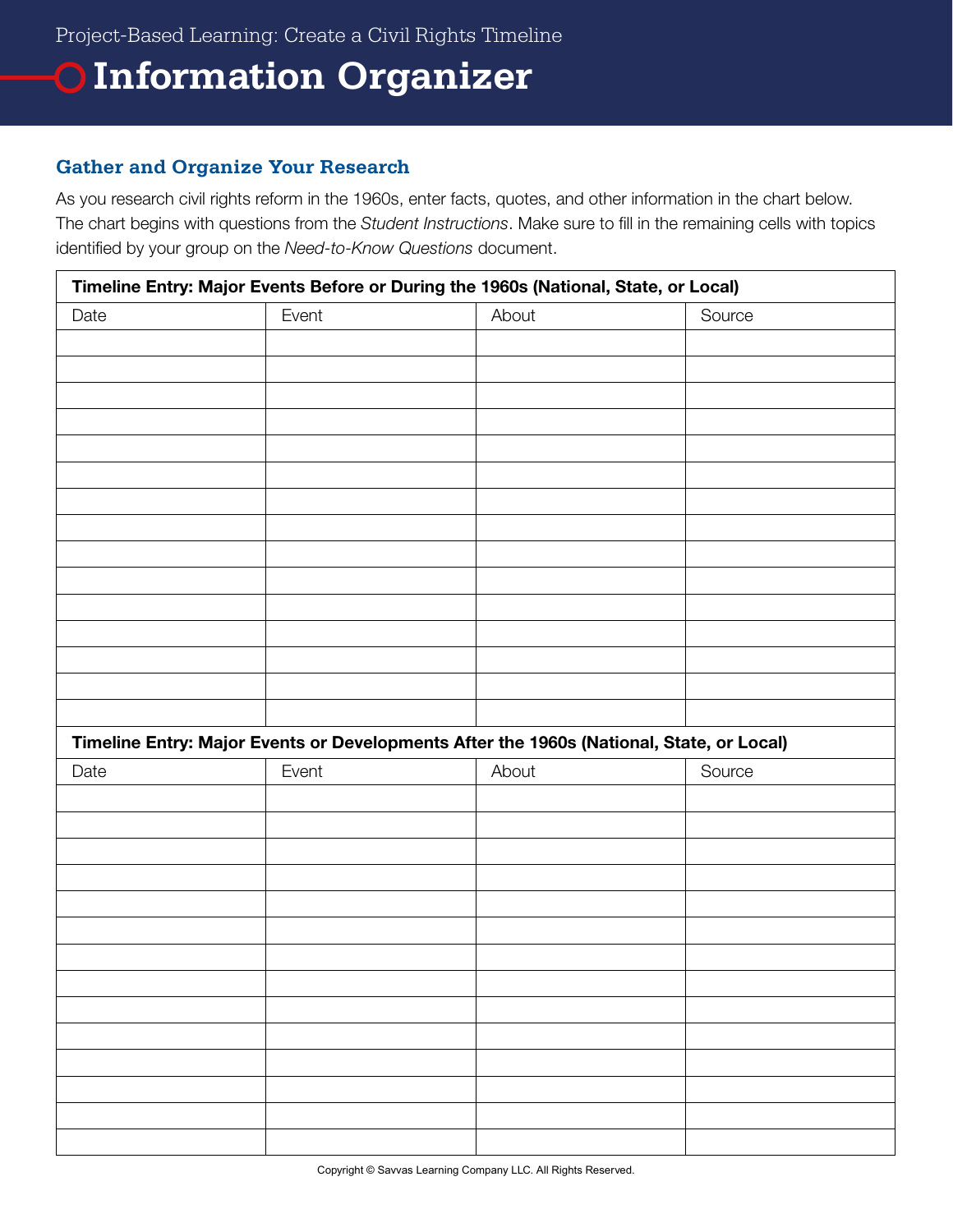Project-Based Learning: Create a Civil Rights Timeline

# Information Organizer

## Gather and Organize Your Research

As you research civil rights reform in the 1960s, enter facts, quotes, and other information in the chart below. The chart begins with questions from the *Student Instructions*. Make sure to fill in the remaining cells with topics identified by your group on the *Need-to-Know Questions* document.

| **Timeline Entry: Major Events Before or During the 1960s (National, State, or Local)** | | | |
|---|---|---|---|
| Date | Event | About | Source |
| | | | |
| | | | |
| | | | |
| | | | |
| | | | |
| | | | |
| | | | |
| | | | |
| | | | |
| | | | |
| | | | |
| | | | |
| | | | |
| | | | |
| | | | |
| **Timeline Entry: Major Events or Developments After the 1960s (National, State, or Local)** | | | |
| Date | Event | About | Source |
| | | | |
| | | | |
| | | | |
| | | | |
| | | | |
| | | | |
| | | | |
| | | | |
| | | | |
| | | | |
| | | | |
| | | | |
| | | | |
| | | | |

Copyright © Savvas Learning Company LLC. All Rights Reserved.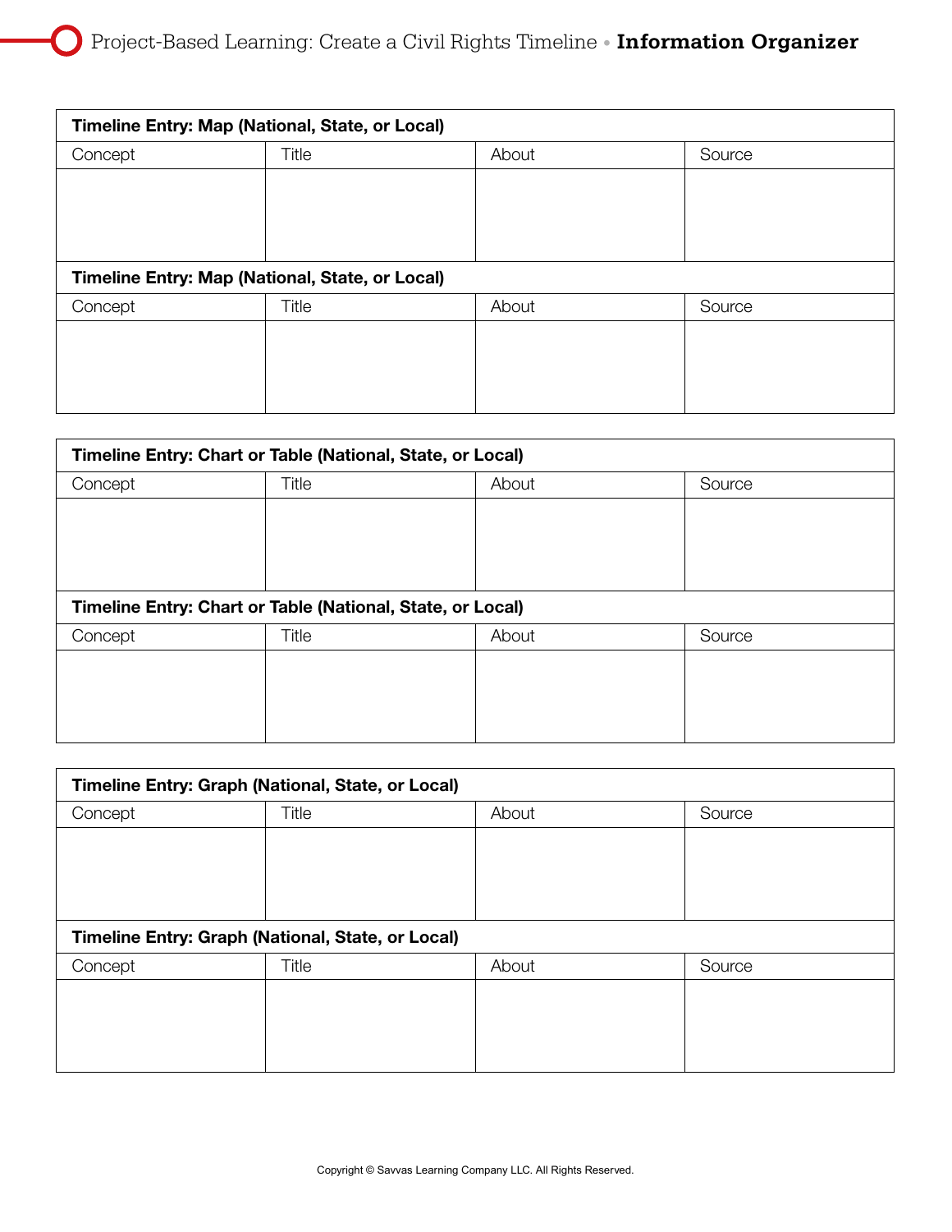# Project-Based Learning: Create a Civil Rights Timeline • **Information Organizer**

| **Timeline Entry: Map (National, State, or Local)** | | | |
|---|---|---|---|
| Concept | Title | About | Source |
| | | | |

| **Timeline Entry: Map (National, State, or Local)** | | | |
|---|---|---|---|
| Concept | Title | About | Source |
| | | | |

| **Timeline Entry: Chart or Table (National, State, or Local)** | | | |
|---|---|---|---|
| Concept | Title | About | Source |
| | | | |

| **Timeline Entry: Chart or Table (National, State, or Local)** | | | |
|---|---|---|---|
| Concept | Title | About | Source |
| | | | |

| **Timeline Entry: Graph (National, State, or Local)** | | | |
|---|---|---|---|
| Concept | Title | About | Source |
| | | | |

| **Timeline Entry: Graph (National, State, or Local)** | | | |
|---|---|---|---|
| Concept | Title | About | Source |
| | | | |

Copyright © Savvas Learning Company LLC. All Rights Reserved.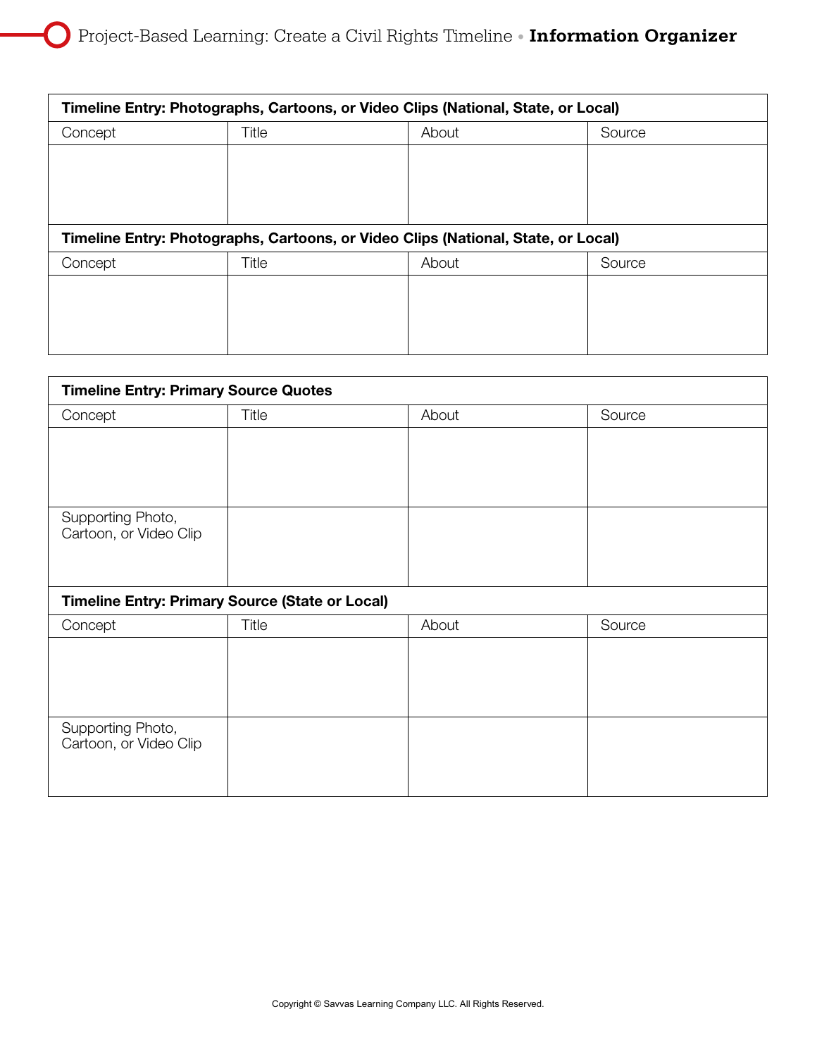# Project-Based Learning: Create a Civil Rights Timeline • **Information Organizer**

| **Timeline Entry: Photographs, Cartoons, or Video Clips (National, State, or Local)** | | | |
|---|---|---|---|
| Concept | Title | About | Source |
| | | | |

| **Timeline Entry: Photographs, Cartoons, or Video Clips (National, State, or Local)** | | | |
|---|---|---|---|
| Concept | Title | About | Source |
| | | | |

| **Timeline Entry: Primary Source Quotes** | | | |
|---|---|---|---|
| Concept | Title | About | Source |
| | | | |
| Supporting Photo, Cartoon, or Video Clip | | | |

| **Timeline Entry: Primary Source (State or Local)** | | | |
|---|---|---|---|
| Concept | Title | About | Source |
| | | | |
| Supporting Photo, Cartoon, or Video Clip | | | |

Copyright © Savvas Learning Company LLC. All Rights Reserved.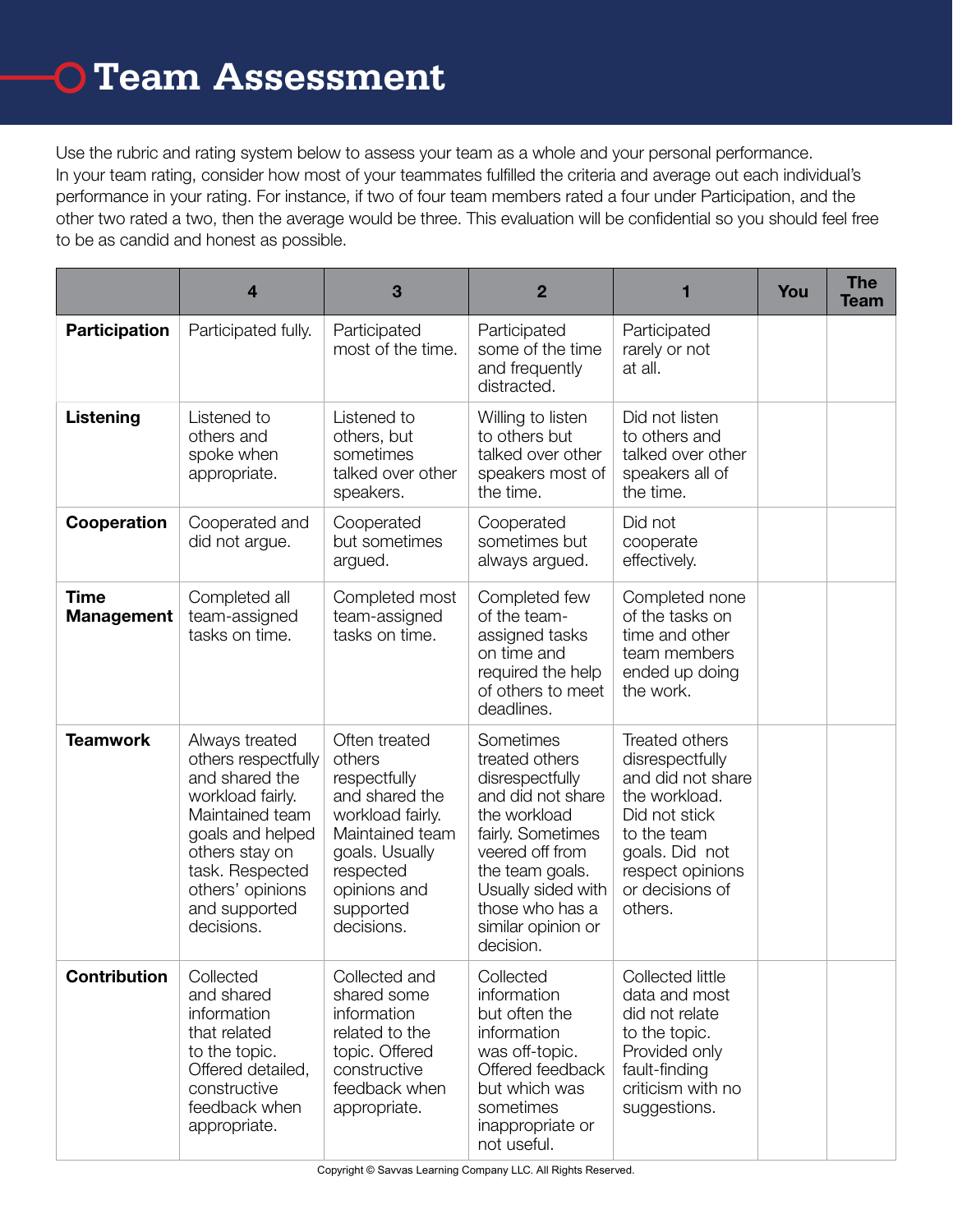# Team Assessment

Use the rubric and rating system below to assess your team as a whole and your personal performance. In your team rating, consider how most of your teammates fulfilled the criteria and average out each individual's performance in your rating. For instance, if two of four team members rated a four under Participation, and the other two rated a two, then the average would be three. This evaluation will be confidential so you should feel free to be as candid and honest as possible.

| | 4 | 3 | 2 | 1 | You | The Team |
|---|---|---|---|---|---|---|
| **Participation** | Participated fully. | Participated most of the time. | Participated some of the time and frequently distracted. | Participated rarely or not at all. | | |
| **Listening** | Listened to others and spoke when appropriate. | Listened to others, but sometimes talked over other speakers. | Willing to listen to others but talked over other speakers most of the time. | Did not listen to others and talked over other speakers all of the time. | | |
| **Cooperation** | Cooperated and did not argue. | Cooperated but sometimes argued. | Cooperated sometimes but always argued. | Did not cooperate effectively. | | |
| **Time Management** | Completed all team-assigned tasks on time. | Completed most team-assigned tasks on time. | Completed few of the team-assigned tasks on time and required the help of others to meet deadlines. | Completed none of the tasks on time and other team members ended up doing the work. | | |
| **Teamwork** | Always treated others respectfully and shared the workload fairly. Maintained team goals and helped others stay on task. Respected others' opinions and supported decisions. | Often treated others respectfully and shared the workload fairly. Maintained team goals. Usually respected opinions and supported decisions. | Sometimes treated others disrespectfully and did not share the workload fairly. Sometimes veered off from the team goals. Usually sided with those who has a similar opinion or decision. | Treated others disrespectfully and did not share the workload. Did not stick to the team goals. Did not respect opinions or decisions of others. | | |
| **Contribution** | Collected and shared information that related to the topic. Offered detailed, constructive feedback when appropriate. | Collected and shared some information related to the topic. Offered constructive feedback when appropriate. | Collected information but often the information was off-topic. Offered feedback but which was sometimes inappropriate or not useful. | Collected little data and most did not relate to the topic. Provided only fault-finding criticism with no suggestions. | | |

Copyright © Savvas Learning Company LLC. All Rights Reserved.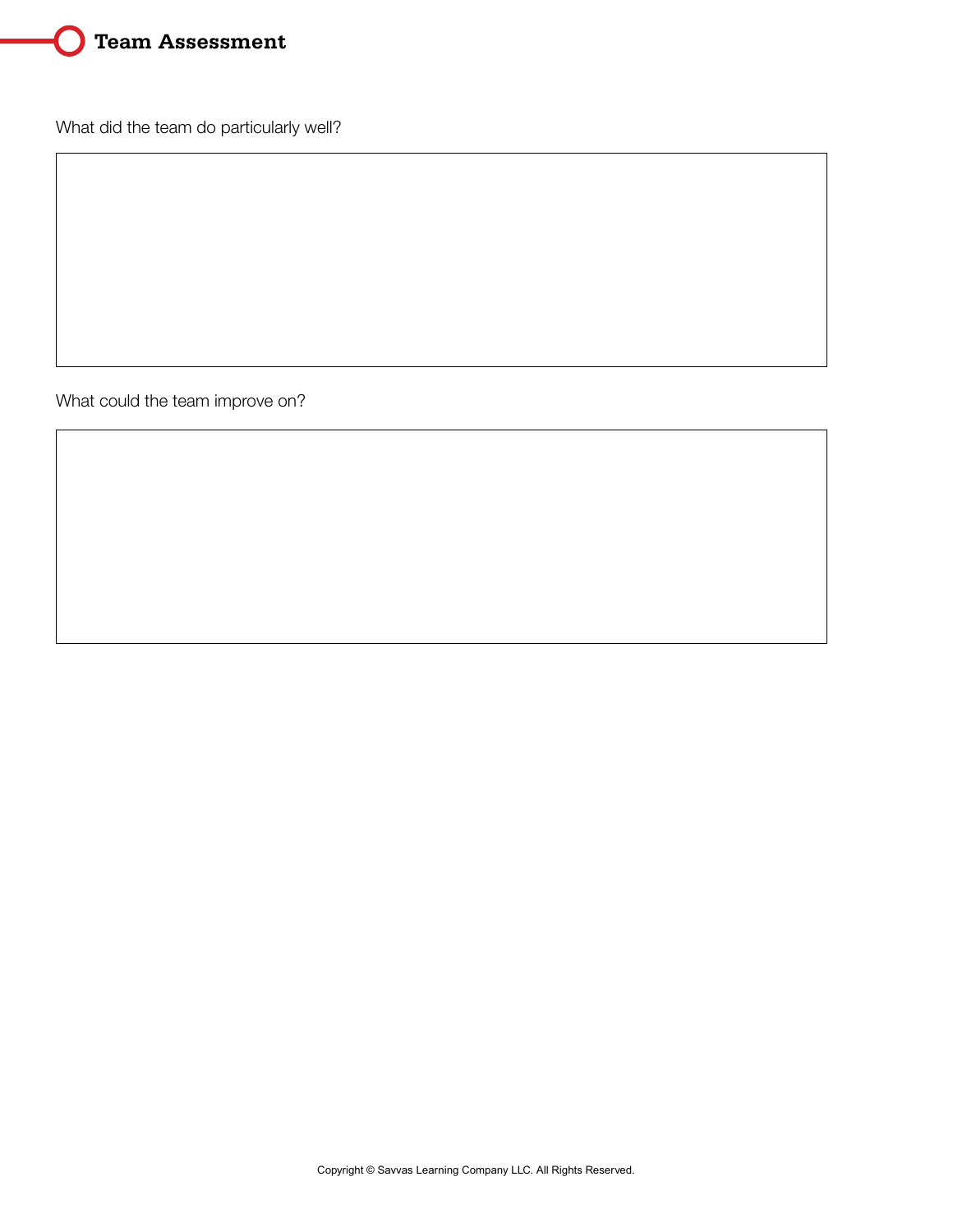## Team Assessment

What did the team do particularly well?

What could the team improve on?

Copyright © Savvas Learning Company LLC. All Rights Reserved.